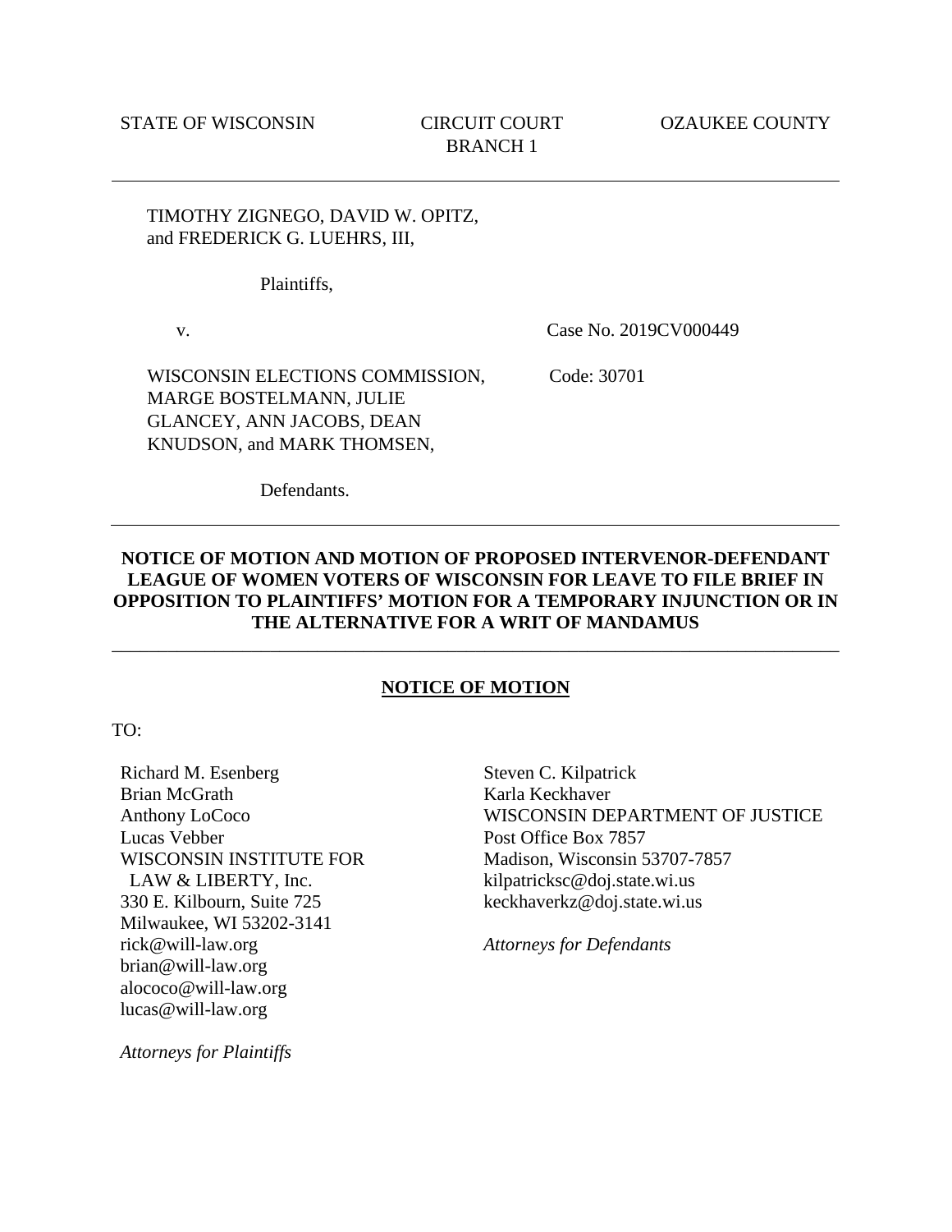STATE OF WISCONSIN | CIRCUIT COURT BRANCH 1 | OZAUKEE COUNTY

---

TIMOTHY ZIGNEGO, DAVID W. OPITZ, and FREDERICK G. LUEHRS, III,

Plaintiffs,

v.

Case No. 2019CV000449

WISCONSIN ELECTIONS COMMISSION, MARGE BOSTELMANN, JULIE GLANCEY, ANN JACOBS, DEAN KNUDSON, and MARK THOMSEN,

Code: 30701

Defendants.

---

**NOTICE OF MOTION AND MOTION OF PROPOSED INTERVENOR-DEFENDANT LEAGUE OF WOMEN VOTERS OF WISCONSIN FOR LEAVE TO FILE BRIEF IN OPPOSITION TO PLAINTIFFS' MOTION FOR A TEMPORARY INJUNCTION OR IN THE ALTERNATIVE FOR A WRIT OF MANDAMUS**

---

## NOTICE OF MOTION

TO:

Richard M. Esenberg
Brian McGrath
Anthony LoCoco
Lucas Vebber
WISCONSIN INSTITUTE FOR LAW & LIBERTY, Inc.
330 E. Kilbourn, Suite 725
Milwaukee, WI 53202-3141
rick@will-law.org
brian@will-law.org
alococo@will-law.org
lucas@will-law.org

*Attorneys for Plaintiffs*

Steven C. Kilpatrick
Karla Keckhaver
WISCONSIN DEPARTMENT OF JUSTICE
Post Office Box 7857
Madison, Wisconsin 53707-7857
kilpatricksc@doj.state.wi.us
keckhaverkz@doj.state.wi.us

*Attorneys for Defendants*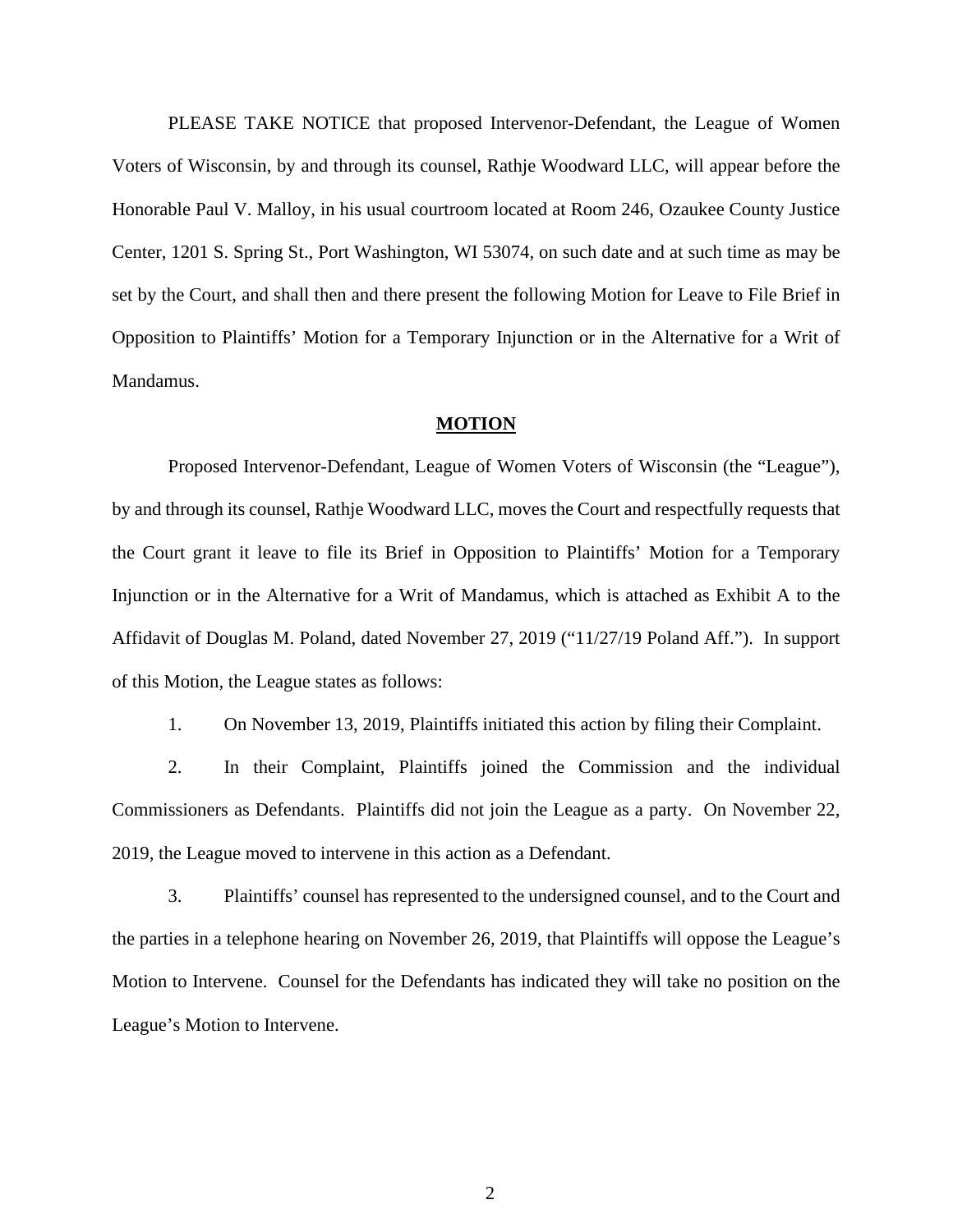PLEASE TAKE NOTICE that proposed Intervenor-Defendant, the League of Women Voters of Wisconsin, by and through its counsel, Rathje Woodward LLC, will appear before the Honorable Paul V. Malloy, in his usual courtroom located at Room 246, Ozaukee County Justice Center, 1201 S. Spring St., Port Washington, WI 53074, on such date and at such time as may be set by the Court, and shall then and there present the following Motion for Leave to File Brief in Opposition to Plaintiffs' Motion for a Temporary Injunction or in the Alternative for a Writ of Mandamus.

## MOTION

Proposed Intervenor-Defendant, League of Women Voters of Wisconsin (the "League"), by and through its counsel, Rathje Woodward LLC, moves the Court and respectfully requests that the Court grant it leave to file its Brief in Opposition to Plaintiffs' Motion for a Temporary Injunction or in the Alternative for a Writ of Mandamus, which is attached as Exhibit A to the Affidavit of Douglas M. Poland, dated November 27, 2019 ("11/27/19 Poland Aff."). In support of this Motion, the League states as follows:

1. On November 13, 2019, Plaintiffs initiated this action by filing their Complaint.

2. In their Complaint, Plaintiffs joined the Commission and the individual Commissioners as Defendants. Plaintiffs did not join the League as a party. On November 22, 2019, the League moved to intervene in this action as a Defendant.

3. Plaintiffs' counsel has represented to the undersigned counsel, and to the Court and the parties in a telephone hearing on November 26, 2019, that Plaintiffs will oppose the League's Motion to Intervene. Counsel for the Defendants has indicated they will take no position on the League's Motion to Intervene.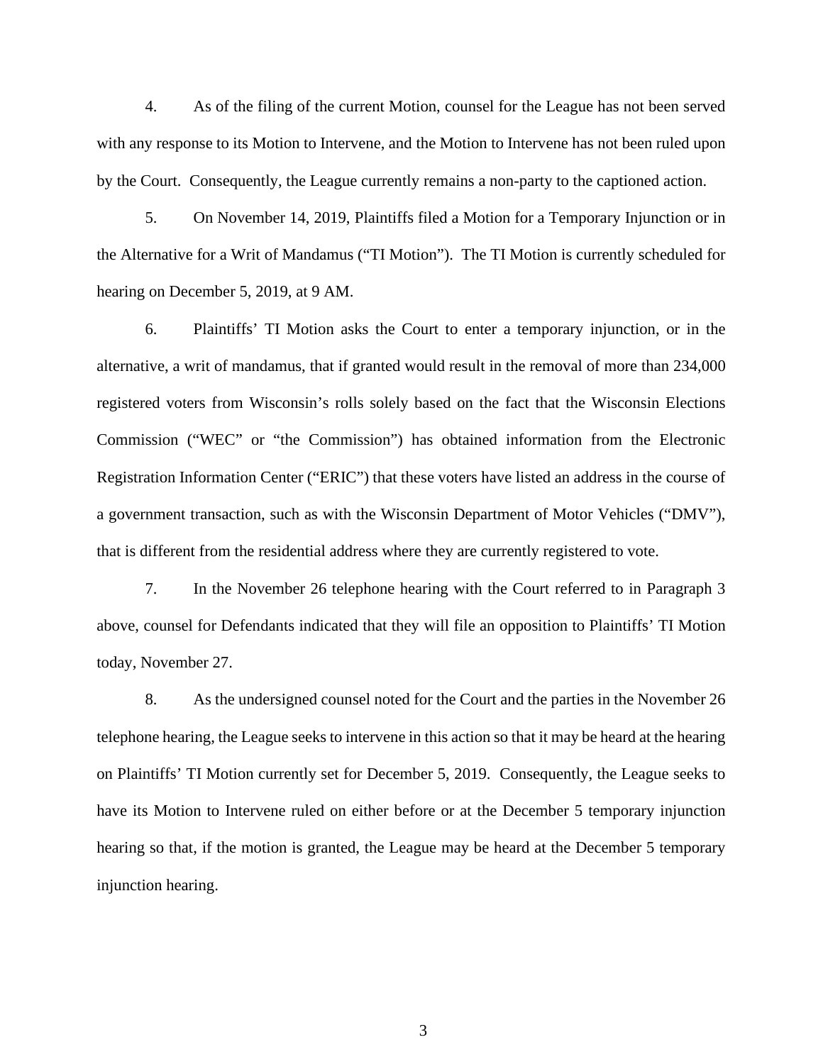4. As of the filing of the current Motion, counsel for the League has not been served with any response to its Motion to Intervene, and the Motion to Intervene has not been ruled upon by the Court. Consequently, the League currently remains a non-party to the captioned action.

5. On November 14, 2019, Plaintiffs filed a Motion for a Temporary Injunction or in the Alternative for a Writ of Mandamus ("TI Motion"). The TI Motion is currently scheduled for hearing on December 5, 2019, at 9 AM.

6. Plaintiffs' TI Motion asks the Court to enter a temporary injunction, or in the alternative, a writ of mandamus, that if granted would result in the removal of more than 234,000 registered voters from Wisconsin's rolls solely based on the fact that the Wisconsin Elections Commission ("WEC" or "the Commission") has obtained information from the Electronic Registration Information Center ("ERIC") that these voters have listed an address in the course of a government transaction, such as with the Wisconsin Department of Motor Vehicles ("DMV"), that is different from the residential address where they are currently registered to vote.

7. In the November 26 telephone hearing with the Court referred to in Paragraph 3 above, counsel for Defendants indicated that they will file an opposition to Plaintiffs' TI Motion today, November 27.

8. As the undersigned counsel noted for the Court and the parties in the November 26 telephone hearing, the League seeks to intervene in this action so that it may be heard at the hearing on Plaintiffs' TI Motion currently set for December 5, 2019. Consequently, the League seeks to have its Motion to Intervene ruled on either before or at the December 5 temporary injunction hearing so that, if the motion is granted, the League may be heard at the December 5 temporary injunction hearing.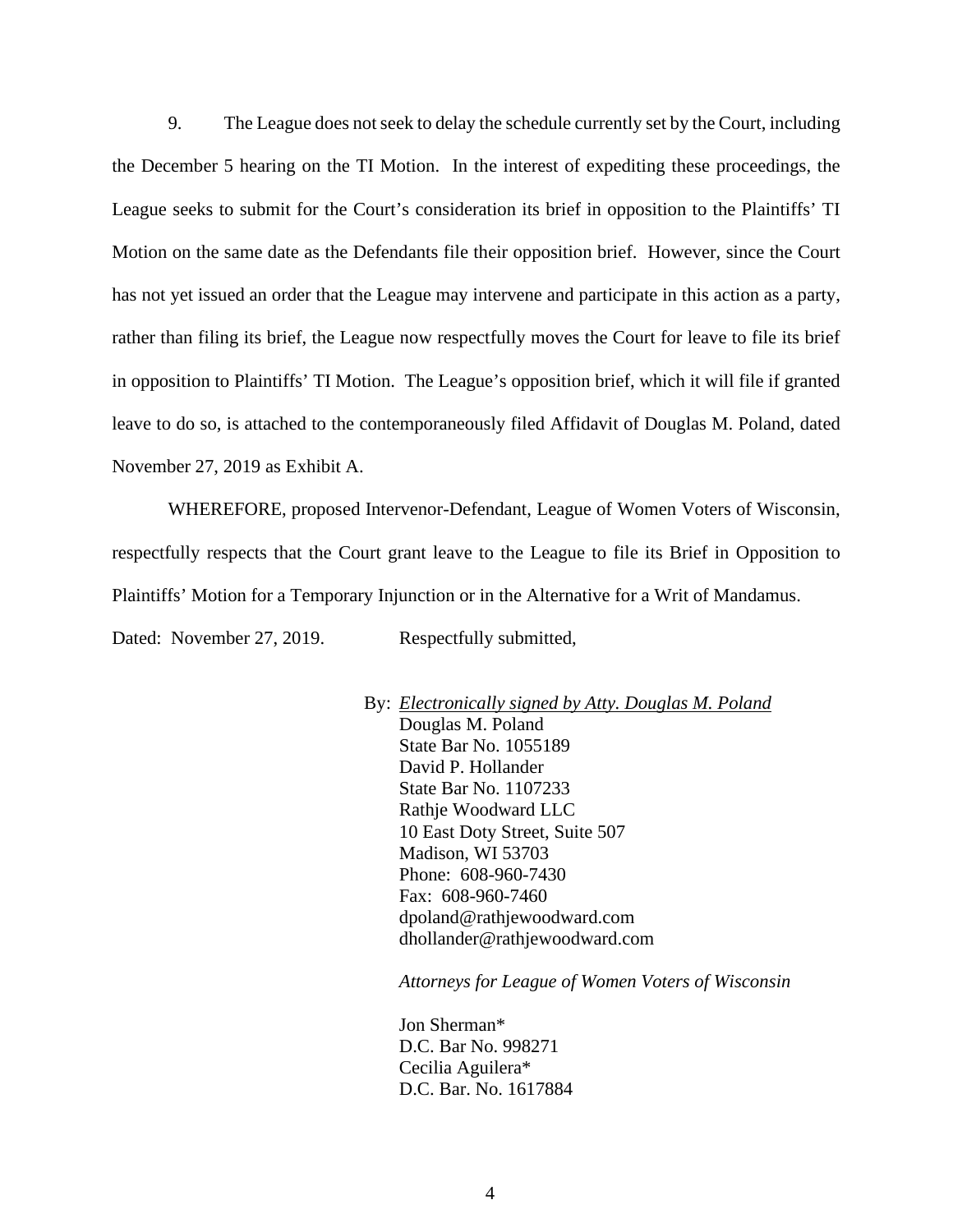9. The League does not seek to delay the schedule currently set by the Court, including the December 5 hearing on the TI Motion. In the interest of expediting these proceedings, the League seeks to submit for the Court's consideration its brief in opposition to the Plaintiffs' TI Motion on the same date as the Defendants file their opposition brief. However, since the Court has not yet issued an order that the League may intervene and participate in this action as a party, rather than filing its brief, the League now respectfully moves the Court for leave to file its brief in opposition to Plaintiffs' TI Motion. The League's opposition brief, which it will file if granted leave to do so, is attached to the contemporaneously filed Affidavit of Douglas M. Poland, dated November 27, 2019 as Exhibit A.

WHEREFORE, proposed Intervenor-Defendant, League of Women Voters of Wisconsin, respectfully respects that the Court grant leave to the League to file its Brief in Opposition to Plaintiffs' Motion for a Temporary Injunction or in the Alternative for a Writ of Mandamus.

Dated: November 27, 2019. Respectfully submitted,

By: _Electronically signed by Atty. Douglas M. Poland_
Douglas M. Poland
State Bar No. 1055189
David P. Hollander
State Bar No. 1107233
Rathje Woodward LLC
10 East Doty Street, Suite 507
Madison, WI 53703
Phone: 608-960-7430
Fax: 608-960-7460
dpoland@rathjewoodward.com
dhollander@rathjewoodward.com

*Attorneys for League of Women Voters of Wisconsin*

Jon Sherman*
D.C. Bar No. 998271
Cecilia Aguilera*
D.C. Bar. No. 1617884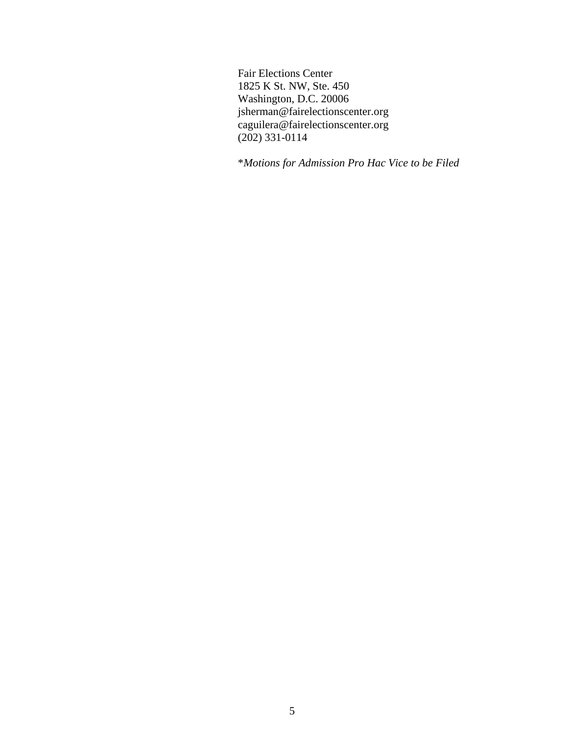Fair Elections Center
1825 K St. NW, Ste. 450
Washington, D.C. 20006
jsherman@fairelectionscenter.org
caguilera@fairelectionscenter.org
(202) 331-0114

**Motions for Admission Pro Hac Vice to be Filed*